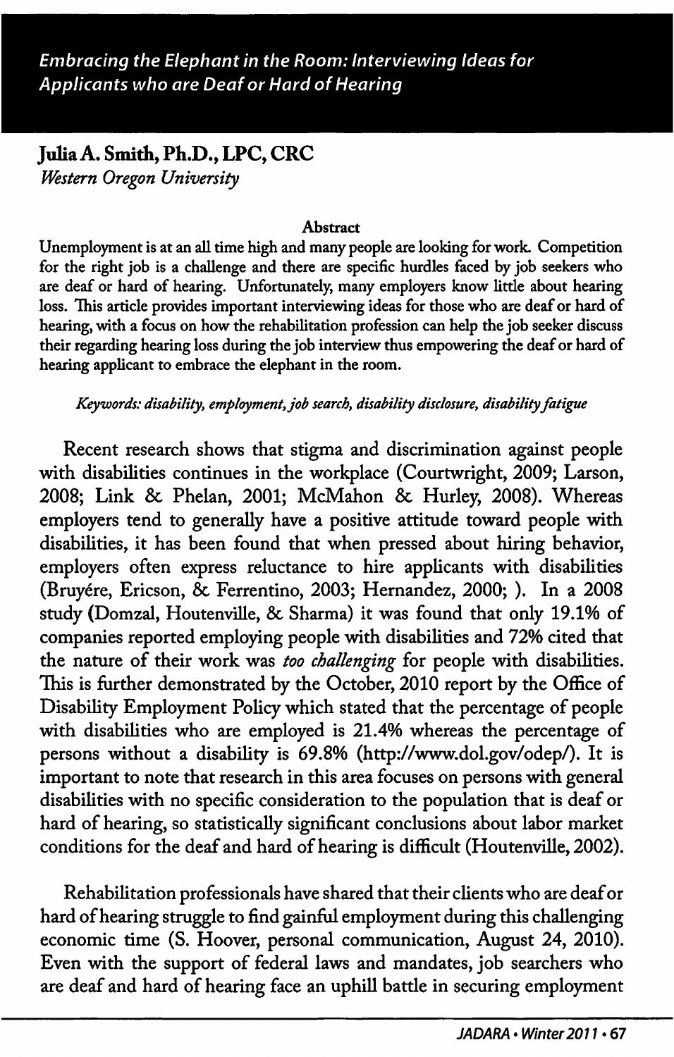# *Embracing the Elephant in the Room: Interviewing Ideas for Applicants who are Deaf or Hard of Hearing*

**Julia A. Smith, Ph.D., LPC, CRC**
*Western Oregon University*

**Abstract**

Unemployment is at an all time high and many people are looking for work. Competition for the right job is a challenge and there are specific hurdles faced by job seekers who are deaf or hard of hearing. Unfortunately, many employers know little about hearing loss. This article provides important interviewing ideas for those who are deaf or hard of hearing, with a focus on how the rehabilitation profession can help the job seeker discuss their regarding hearing loss during the job interview thus empowering the deaf or hard of hearing applicant to embrace the elephant in the room.

*Keywords: disability, employment, job search, disability disclosure, disability fatigue*

Recent research shows that stigma and discrimination against people with disabilities continues in the workplace (Courtwright, 2009; Larson, 2008; Link & Phelan, 2001; McMahon & Hurley, 2008). Whereas employers tend to generally have a positive attitude toward people with disabilities, it has been found that when pressed about hiring behavior, employers often express reluctance to hire applicants with disabilities (Bruyére, Ericson, & Ferrentino, 2003; Hernandez, 2000; ). In a 2008 study (Domzal, Houtenville, & Sharma) it was found that only 19.1% of companies reported employing people with disabilities and 72% cited that the nature of their work was *too challenging* for people with disabilities. This is further demonstrated by the October, 2010 report by the Office of Disability Employment Policy which stated that the percentage of people with disabilities who are employed is 21.4% whereas the percentage of persons without a disability is 69.8% (http://www.dol.gov/odep/). It is important to note that research in this area focuses on persons with general disabilities with no specific consideration to the population that is deaf or hard of hearing, so statistically significant conclusions about labor market conditions for the deaf and hard of hearing is difficult (Houtenville, 2002).

Rehabilitation professionals have shared that their clients who are deaf or hard of hearing struggle to find gainful employment during this challenging economic time (S. Hoover, personal communication, August 24, 2010). Even with the support of federal laws and mandates, job searchers who are deaf and hard of hearing face an uphill battle in securing employment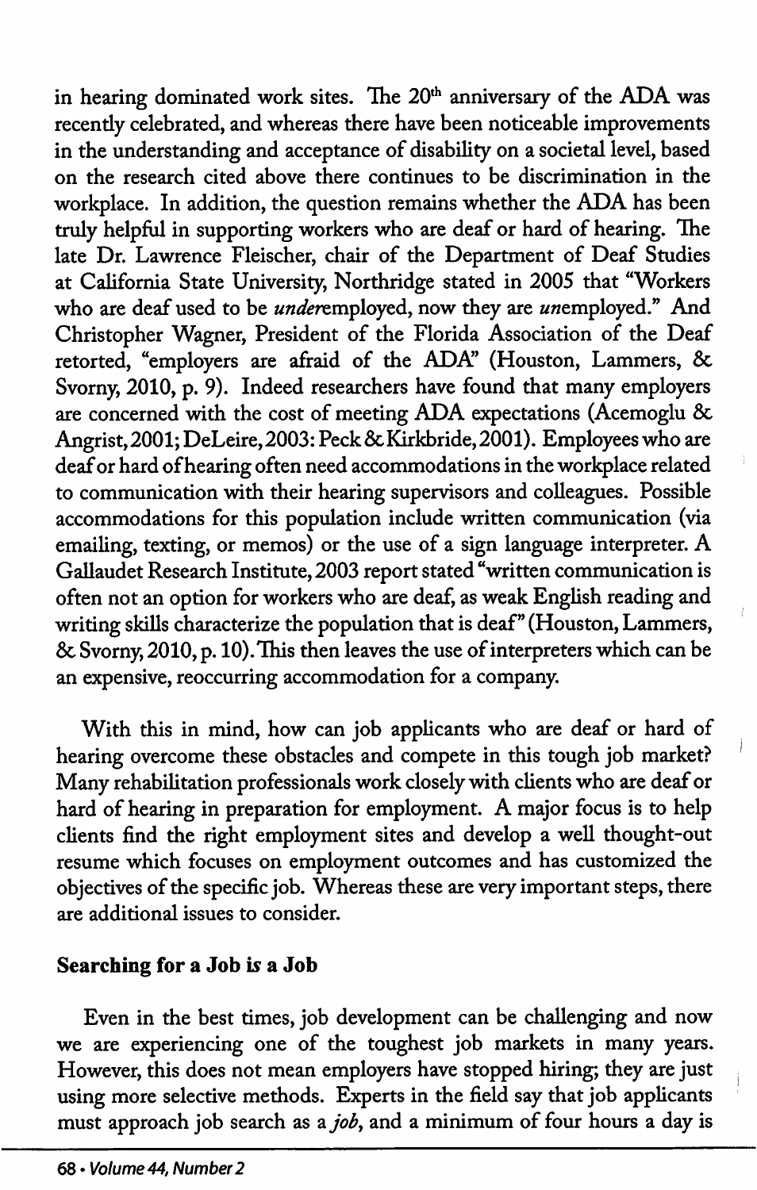in hearing dominated work sites. The 20th anniversary of the ADA was recently celebrated, and whereas there have been noticeable improvements in the understanding and acceptance of disability on a societal level, based on the research cited above there continues to be discrimination in the workplace. In addition, the question remains whether the ADA has been truly helpful in supporting workers who are deaf or hard of hearing. The late Dr. Lawrence Fleischer, chair of the Department of Deaf Studies at California State University, Northridge stated in 2005 that "Workers who are deaf used to be *under*employed, now they are *un*employed." And Christopher Wagner, President of the Florida Association of the Deaf retorted, "employers are afraid of the ADA" (Houston, Lammers, & Svorny, 2010, p. 9). Indeed researchers have found that many employers are concerned with the cost of meeting ADA expectations (Acemoglu & Angrist, 2001; DeLeire, 2003: Peck & Kirkbride, 2001). Employees who are deaf or hard of hearing often need accommodations in the workplace related to communication with their hearing supervisors and colleagues. Possible accommodations for this population include written communication (via emailing, texting, or memos) or the use of a sign language interpreter. A Gallaudet Research Institute, 2003 report stated "written communication is often not an option for workers who are deaf, as weak English reading and writing skills characterize the population that is deaf" (Houston, Lammers, & Svorny, 2010, p. 10). This then leaves the use of interpreters which can be an expensive, reoccurring accommodation for a company.

With this in mind, how can job applicants who are deaf or hard of hearing overcome these obstacles and compete in this tough job market? Many rehabilitation professionals work closely with clients who are deaf or hard of hearing in preparation for employment. A major focus is to help clients find the right employment sites and develop a well thought-out resume which focuses on employment outcomes and has customized the objectives of the specific job. Whereas these are very important steps, there are additional issues to consider.

**Searching for a Job is a Job**

Even in the best times, job development can be challenging and now we are experiencing one of the toughest job markets in many years. However, this does not mean employers have stopped hiring; they are just using more selective methods. Experts in the field say that job applicants must approach job search as a *job*, and a minimum of four hours a day is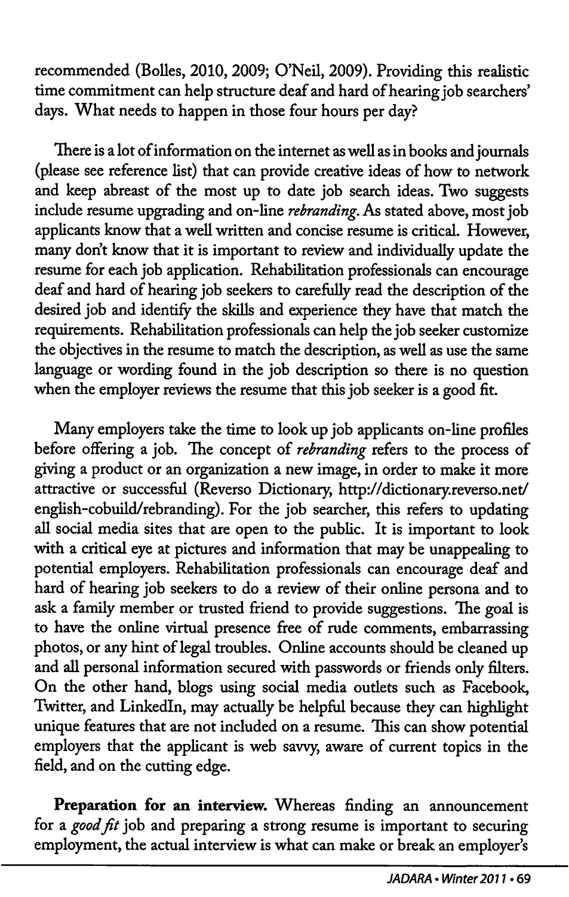recommended (Bolles, 2010, 2009; O'Neil, 2009). Providing this realistic time commitment can help structure deaf and hard of hearing job searchers' days. What needs to happen in those four hours per day?

There is a lot of information on the internet as well as in books and journals (please see reference list) that can provide creative ideas of how to network and keep abreast of the most up to date job search ideas. Two suggests include resume upgrading and on-line *rebranding*. As stated above, most job applicants know that a well written and concise resume is critical. However, many don't know that it is important to review and individually update the resume for each job application. Rehabilitation professionals can encourage deaf and hard of hearing job seekers to carefully read the description of the desired job and identify the skills and experience they have that match the requirements. Rehabilitation professionals can help the job seeker customize the objectives in the resume to match the description, as well as use the same language or wording found in the job description so there is no question when the employer reviews the resume that this job seeker is a good fit.

Many employers take the time to look up job applicants on-line profiles before offering a job. The concept of *rebranding* refers to the process of giving a product or an organization a new image, in order to make it more attractive or successful (Reverso Dictionary, http://dictionary.reverso.net/english-cobuild/rebranding). For the job searcher, this refers to updating all social media sites that are open to the public. It is important to look with a critical eye at pictures and information that may be unappealing to potential employers. Rehabilitation professionals can encourage deaf and hard of hearing job seekers to do a review of their online persona and to ask a family member or trusted friend to provide suggestions. The goal is to have the online virtual presence free of rude comments, embarrassing photos, or any hint of legal troubles. Online accounts should be cleaned up and all personal information secured with passwords or friends only filters. On the other hand, blogs using social media outlets such as Facebook, Twitter, and LinkedIn, may actually be helpful because they can highlight unique features that are not included on a resume. This can show potential employers that the applicant is web savvy, aware of current topics in the field, and on the cutting edge.

**Preparation for an interview.** Whereas finding an announcement for a *good fit* job and preparing a strong resume is important to securing employment, the actual interview is what can make or break an employer's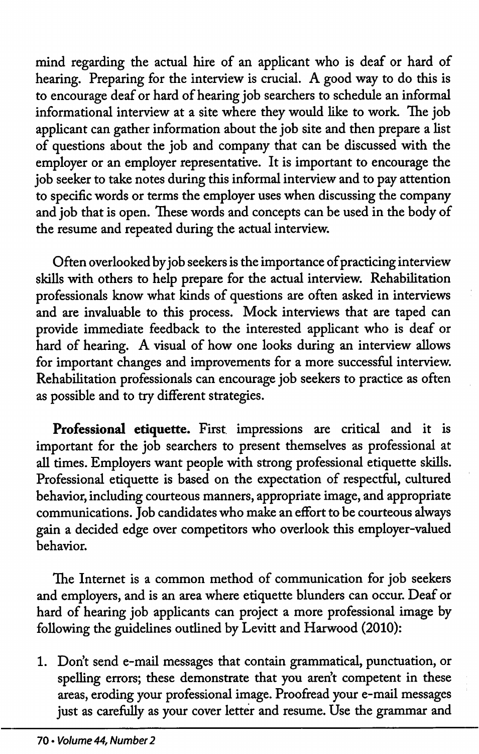mind regarding the actual hire of an applicant who is deaf or hard of hearing. Preparing for the interview is crucial. A good way to do this is to encourage deaf or hard of hearing job searchers to schedule an informal informational interview at a site where they would like to work. The job applicant can gather information about the job site and then prepare a list of questions about the job and company that can be discussed with the employer or an employer representative. It is important to encourage the job seeker to take notes during this informal interview and to pay attention to specific words or terms the employer uses when discussing the company and job that is open. These words and concepts can be used in the body of the resume and repeated during the actual interview.

Often overlooked by job seekers is the importance of practicing interview skills with others to help prepare for the actual interview. Rehabilitation professionals know what kinds of questions are often asked in interviews and are invaluable to this process. Mock interviews that are taped can provide immediate feedback to the interested applicant who is deaf or hard of hearing. A visual of how one looks during an interview allows for important changes and improvements for a more successful interview. Rehabilitation professionals can encourage job seekers to practice as often as possible and to try different strategies.

**Professional etiquette.** First impressions are critical and it is important for the job searchers to present themselves as professional at all times. Employers want people with strong professional etiquette skills. Professional etiquette is based on the expectation of respectful, cultured behavior, including courteous manners, appropriate image, and appropriate communications. Job candidates who make an effort to be courteous always gain a decided edge over competitors who overlook this employer-valued behavior.

The Internet is a common method of communication for job seekers and employers, and is an area where etiquette blunders can occur. Deaf or hard of hearing job applicants can project a more professional image by following the guidelines outlined by Levitt and Harwood (2010):

1. Don't send e-mail messages that contain grammatical, punctuation, or spelling errors; these demonstrate that you aren't competent in these areas, eroding your professional image. Proofread your e-mail messages just as carefully as your cover letter and resume. Use the grammar and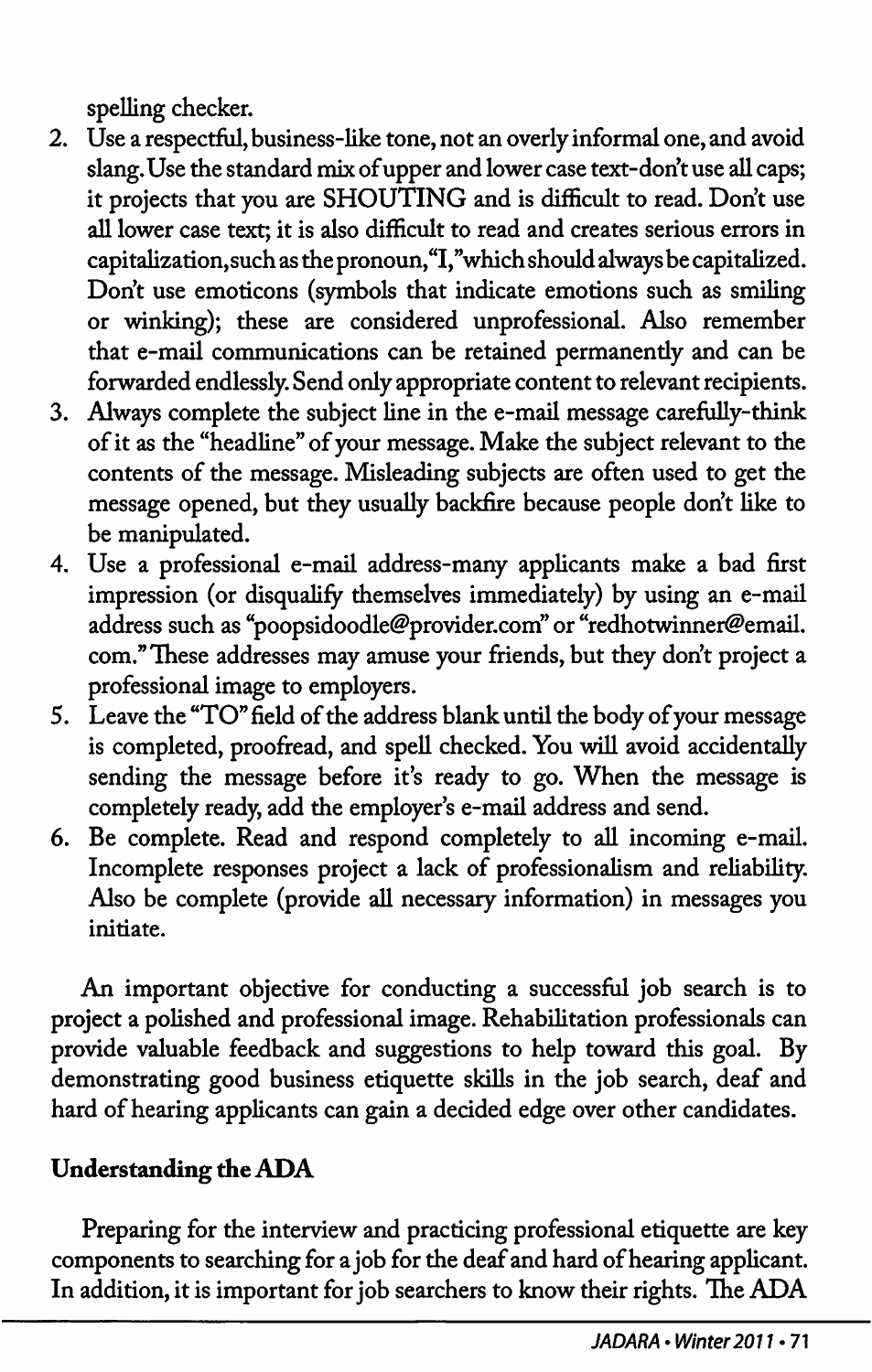spelling checker.

2. Use a respectful, business-like tone, not an overly informal one, and avoid slang. Use the standard mix of upper and lower case text-don't use all caps; it projects that you are SHOUTING and is difficult to read. Don't use all lower case text; it is also difficult to read and creates serious errors in capitalization, such as the pronoun, "I," which should always be capitalized. Don't use emoticons (symbols that indicate emotions such as smiling or winking); these are considered unprofessional. Also remember that e-mail communications can be retained permanently and can be forwarded endlessly. Send only appropriate content to relevant recipients.
3. Always complete the subject line in the e-mail message carefully-think of it as the "headline" of your message. Make the subject relevant to the contents of the message. Misleading subjects are often used to get the message opened, but they usually backfire because people don't like to be manipulated.
4. Use a professional e-mail address-many applicants make a bad first impression (or disqualify themselves immediately) by using an e-mail address such as "poopsidoodle@provider.com" or "redhotwinner@email.com." These addresses may amuse your friends, but they don't project a professional image to employers.
5. Leave the "TO" field of the address blank until the body of your message is completed, proofread, and spell checked. You will avoid accidentally sending the message before it's ready to go. When the message is completely ready, add the employer's e-mail address and send.
6. Be complete. Read and respond completely to all incoming e-mail. Incomplete responses project a lack of professionalism and reliability. Also be complete (provide all necessary information) in messages you initiate.

An important objective for conducting a successful job search is to project a polished and professional image. Rehabilitation professionals can provide valuable feedback and suggestions to help toward this goal. By demonstrating good business etiquette skills in the job search, deaf and hard of hearing applicants can gain a decided edge over other candidates.

**Understanding the ADA**

Preparing for the interview and practicing professional etiquette are key components to searching for a job for the deaf and hard of hearing applicant. In addition, it is important for job searchers to know their rights. The ADA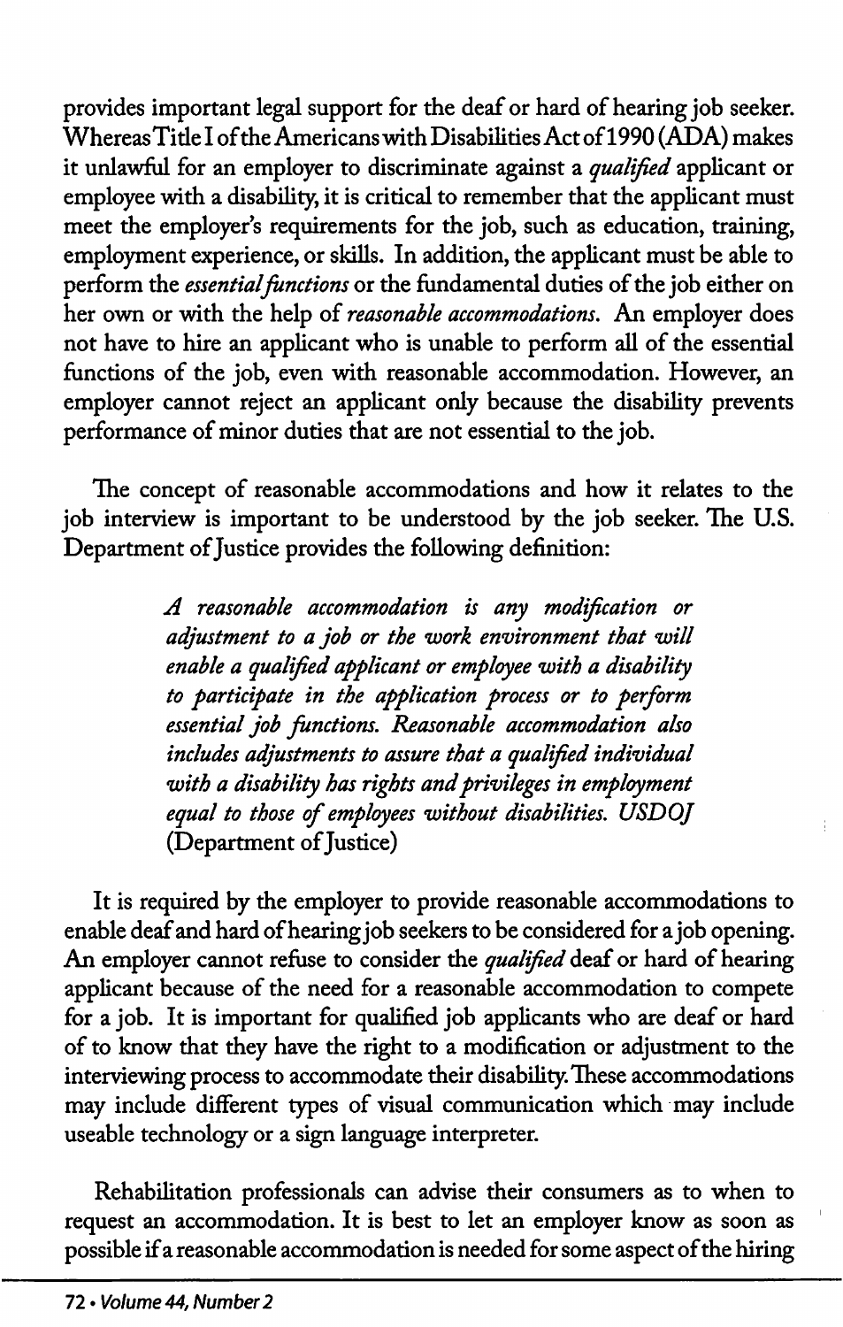provides important legal support for the deaf or hard of hearing job seeker. Whereas Title I of the Americans with Disabilities Act of 1990 (ADA) makes it unlawful for an employer to discriminate against a *qualified* applicant or employee with a disability, it is critical to remember that the applicant must meet the employer's requirements for the job, such as education, training, employment experience, or skills. In addition, the applicant must be able to perform the *essential functions* or the fundamental duties of the job either on her own or with the help of *reasonable accommodations*. An employer does not have to hire an applicant who is unable to perform all of the essential functions of the job, even with reasonable accommodation. However, an employer cannot reject an applicant only because the disability prevents performance of minor duties that are not essential to the job.

The concept of reasonable accommodations and how it relates to the job interview is important to be understood by the job seeker. The U.S. Department of Justice provides the following definition:

> *A reasonable accommodation is any modification or adjustment to a job or the work environment that will enable a qualified applicant or employee with a disability to participate in the application process or to perform essential job functions. Reasonable accommodation also includes adjustments to assure that a qualified individual with a disability has rights and privileges in employment equal to those of employees without disabilities. USDOJ* (Department of Justice)

It is required by the employer to provide reasonable accommodations to enable deaf and hard of hearing job seekers to be considered for a job opening. An employer cannot refuse to consider the *qualified* deaf or hard of hearing applicant because of the need for a reasonable accommodation to compete for a job. It is important for qualified job applicants who are deaf or hard of to know that they have the right to a modification or adjustment to the interviewing process to accommodate their disability. These accommodations may include different types of visual communication which may include useable technology or a sign language interpreter.

Rehabilitation professionals can advise their consumers as to when to request an accommodation. It is best to let an employer know as soon as possible if a reasonable accommodation is needed for some aspect of the hiring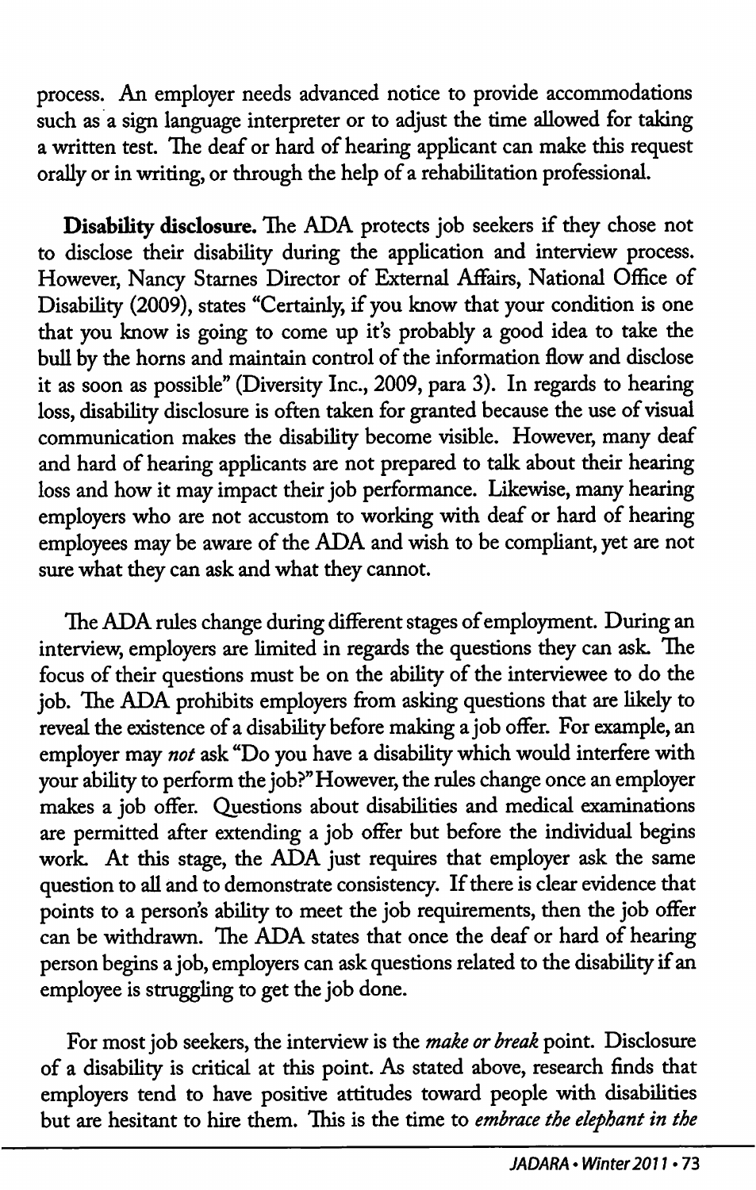process. An employer needs advanced notice to provide accommodations such as a sign language interpreter or to adjust the time allowed for taking a written test. The deaf or hard of hearing applicant can make this request orally or in writing, or through the help of a rehabilitation professional.

**Disability disclosure.** The ADA protects job seekers if they chose not to disclose their disability during the application and interview process. However, Nancy Starnes Director of External Affairs, National Office of Disability (2009), states "Certainly, if you know that your condition is one that you know is going to come up it's probably a good idea to take the bull by the horns and maintain control of the information flow and disclose it as soon as possible" (Diversity Inc., 2009, para 3). In regards to hearing loss, disability disclosure is often taken for granted because the use of visual communication makes the disability become visible. However, many deaf and hard of hearing applicants are not prepared to talk about their hearing loss and how it may impact their job performance. Likewise, many hearing employers who are not accustom to working with deaf or hard of hearing employees may be aware of the ADA and wish to be compliant, yet are not sure what they can ask and what they cannot.

The ADA rules change during different stages of employment. During an interview, employers are limited in regards the questions they can ask. The focus of their questions must be on the ability of the interviewee to do the job. The ADA prohibits employers from asking questions that are likely to reveal the existence of a disability before making a job offer. For example, an employer may *not* ask "Do you have a disability which would interfere with your ability to perform the job?" However, the rules change once an employer makes a job offer. Questions about disabilities and medical examinations are permitted after extending a job offer but before the individual begins work. At this stage, the ADA just requires that employer ask the same question to all and to demonstrate consistency. If there is clear evidence that points to a person's ability to meet the job requirements, then the job offer can be withdrawn. The ADA states that once the deaf or hard of hearing person begins a job, employers can ask questions related to the disability if an employee is struggling to get the job done.

For most job seekers, the interview is the *make or break* point. Disclosure of a disability is critical at this point. As stated above, research finds that employers tend to have positive attitudes toward people with disabilities but are hesitant to hire them. This is the time to *embrace the elephant in the*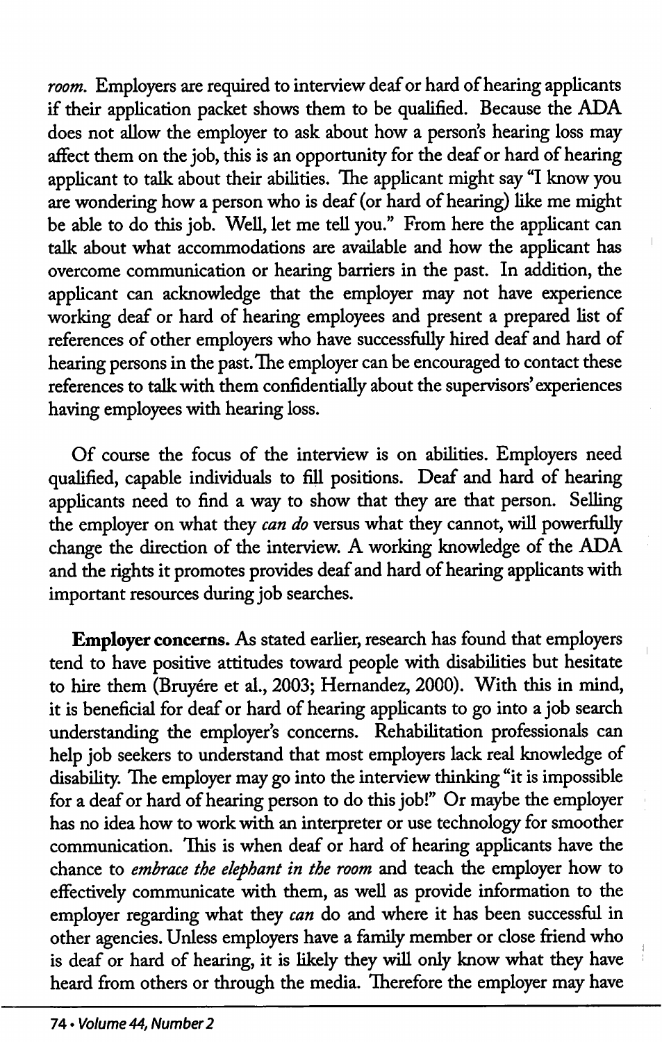*room.* Employers are required to interview deaf or hard of hearing applicants if their application packet shows them to be qualified. Because the ADA does not allow the employer to ask about how a person's hearing loss may affect them on the job, this is an opportunity for the deaf or hard of hearing applicant to talk about their abilities. The applicant might say "I know you are wondering how a person who is deaf (or hard of hearing) like me might be able to do this job. Well, let me tell you." From here the applicant can talk about what accommodations are available and how the applicant has overcome communication or hearing barriers in the past. In addition, the applicant can acknowledge that the employer may not have experience working deaf or hard of hearing employees and present a prepared list of references of other employers who have successfully hired deaf and hard of hearing persons in the past. The employer can be encouraged to contact these references to talk with them confidentially about the supervisors' experiences having employees with hearing loss.

Of course the focus of the interview is on abilities. Employers need qualified, capable individuals to fill positions. Deaf and hard of hearing applicants need to find a way to show that they are that person. Selling the employer on what they *can do* versus what they cannot, will powerfully change the direction of the interview. A working knowledge of the ADA and the rights it promotes provides deaf and hard of hearing applicants with important resources during job searches.

**Employer concerns.** As stated earlier, research has found that employers tend to have positive attitudes toward people with disabilities but hesitate to hire them (Bruyére et al., 2003; Hernandez, 2000). With this in mind, it is beneficial for deaf or hard of hearing applicants to go into a job search understanding the employer's concerns. Rehabilitation professionals can help job seekers to understand that most employers lack real knowledge of disability. The employer may go into the interview thinking "it is impossible for a deaf or hard of hearing person to do this job!" Or maybe the employer has no idea how to work with an interpreter or use technology for smoother communication. This is when deaf or hard of hearing applicants have the chance to *embrace the elephant in the room* and teach the employer how to effectively communicate with them, as well as provide information to the employer regarding what they *can* do and where it has been successful in other agencies. Unless employers have a family member or close friend who is deaf or hard of hearing, it is likely they will only know what they have heard from others or through the media. Therefore the employer may have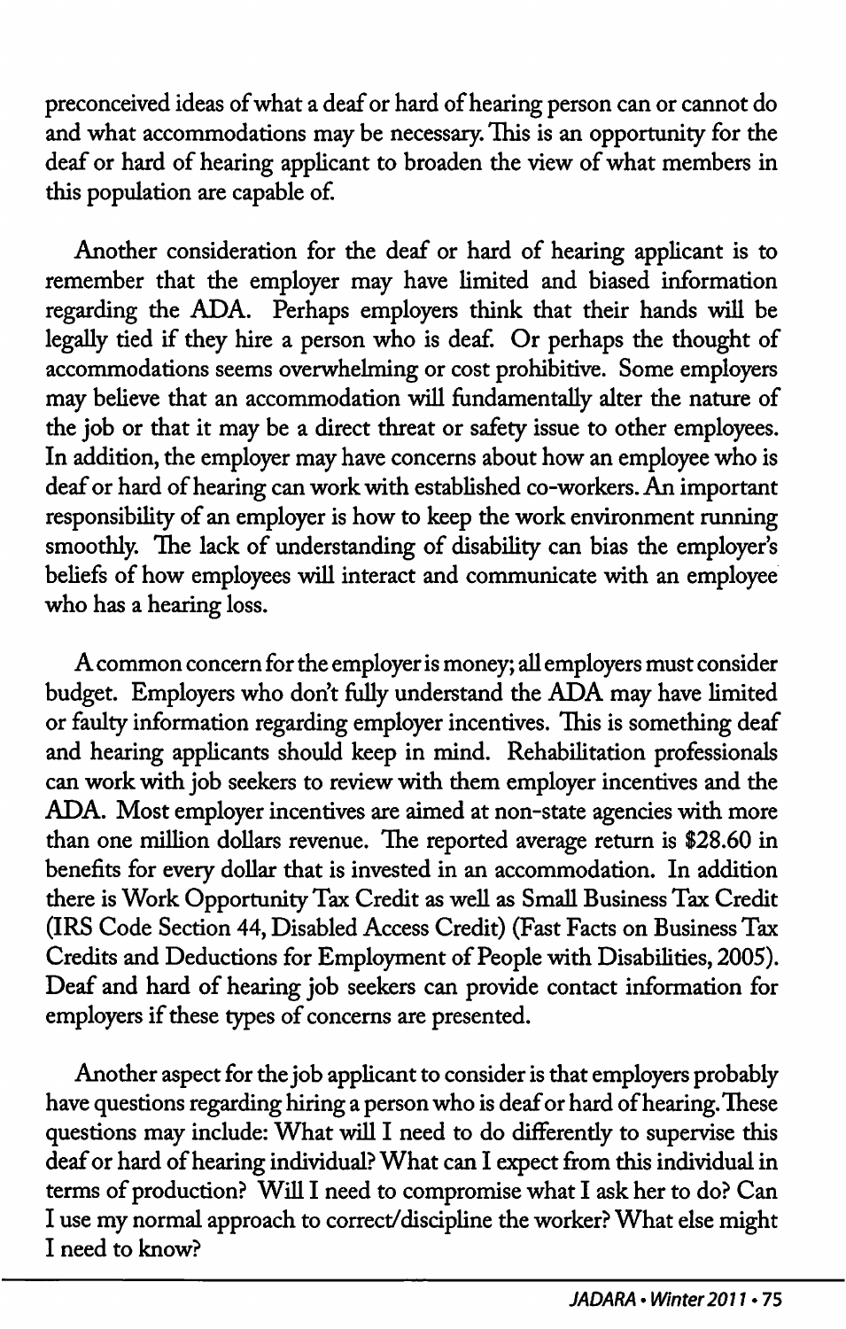preconceived ideas of what a deaf or hard of hearing person can or cannot do and what accommodations may be necessary. This is an opportunity for the deaf or hard of hearing applicant to broaden the view of what members in this population are capable of.

Another consideration for the deaf or hard of hearing applicant is to remember that the employer may have limited and biased information regarding the ADA. Perhaps employers think that their hands will be legally tied if they hire a person who is deaf. Or perhaps the thought of accommodations seems overwhelming or cost prohibitive. Some employers may believe that an accommodation will fundamentally alter the nature of the job or that it may be a direct threat or safety issue to other employees. In addition, the employer may have concerns about how an employee who is deaf or hard of hearing can work with established co-workers. An important responsibility of an employer is how to keep the work environment running smoothly. The lack of understanding of disability can bias the employer's beliefs of how employees will interact and communicate with an employee who has a hearing loss.

A common concern for the employer is money; all employers must consider budget. Employers who don't fully understand the ADA may have limited or faulty information regarding employer incentives. This is something deaf and hearing applicants should keep in mind. Rehabilitation professionals can work with job seekers to review with them employer incentives and the ADA. Most employer incentives are aimed at non-state agencies with more than one million dollars revenue. The reported average return is $28.60 in benefits for every dollar that is invested in an accommodation. In addition there is Work Opportunity Tax Credit as well as Small Business Tax Credit (IRS Code Section 44, Disabled Access Credit) (Fast Facts on Business Tax Credits and Deductions for Employment of People with Disabilities, 2005). Deaf and hard of hearing job seekers can provide contact information for employers if these types of concerns are presented.

Another aspect for the job applicant to consider is that employers probably have questions regarding hiring a person who is deaf or hard of hearing. These questions may include: What will I need to do differently to supervise this deaf or hard of hearing individual? What can I expect from this individual in terms of production? Will I need to compromise what I ask her to do? Can I use my normal approach to correct/discipline the worker? What else might I need to know?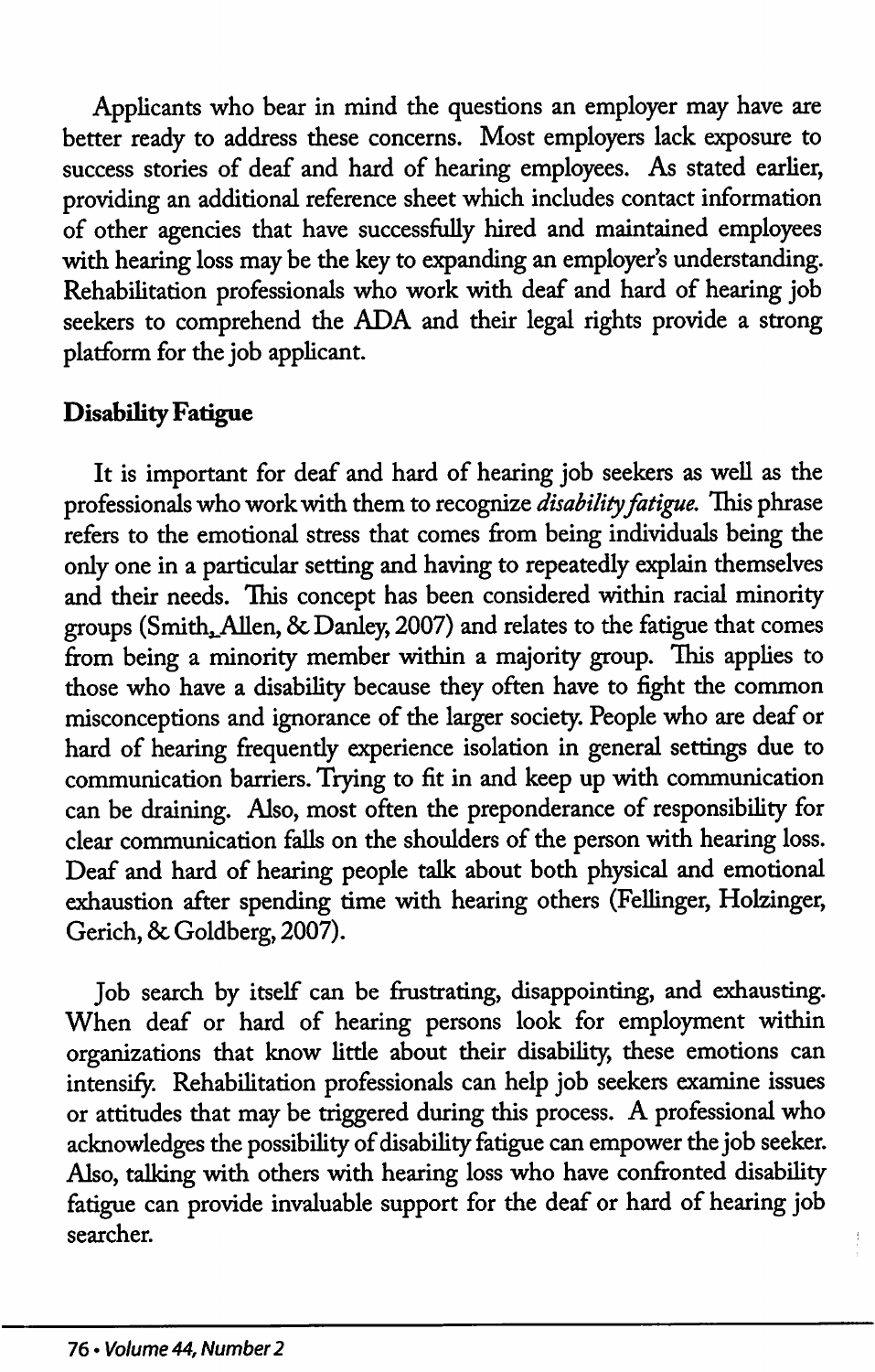Applicants who bear in mind the questions an employer may have are better ready to address these concerns. Most employers lack exposure to success stories of deaf and hard of hearing employees. As stated earlier, providing an additional reference sheet which includes contact information of other agencies that have successfully hired and maintained employees with hearing loss may be the key to expanding an employer's understanding. Rehabilitation professionals who work with deaf and hard of hearing job seekers to comprehend the ADA and their legal rights provide a strong platform for the job applicant.

## Disability Fatigue

It is important for deaf and hard of hearing job seekers as well as the professionals who work with them to recognize *disability fatigue*. This phrase refers to the emotional stress that comes from being individuals being the only one in a particular setting and having to repeatedly explain themselves and their needs. This concept has been considered within racial minority groups (Smith, Allen, & Danley, 2007) and relates to the fatigue that comes from being a minority member within a majority group. This applies to those who have a disability because they often have to fight the common misconceptions and ignorance of the larger society. People who are deaf or hard of hearing frequently experience isolation in general settings due to communication barriers. Trying to fit in and keep up with communication can be draining. Also, most often the preponderance of responsibility for clear communication falls on the shoulders of the person with hearing loss. Deaf and hard of hearing people talk about both physical and emotional exhaustion after spending time with hearing others (Fellinger, Holzinger, Gerich, & Goldberg, 2007).

Job search by itself can be frustrating, disappointing, and exhausting. When deaf or hard of hearing persons look for employment within organizations that know little about their disability, these emotions can intensify. Rehabilitation professionals can help job seekers examine issues or attitudes that may be triggered during this process. A professional who acknowledges the possibility of disability fatigue can empower the job seeker. Also, talking with others with hearing loss who have confronted disability fatigue can provide invaluable support for the deaf or hard of hearing job searcher.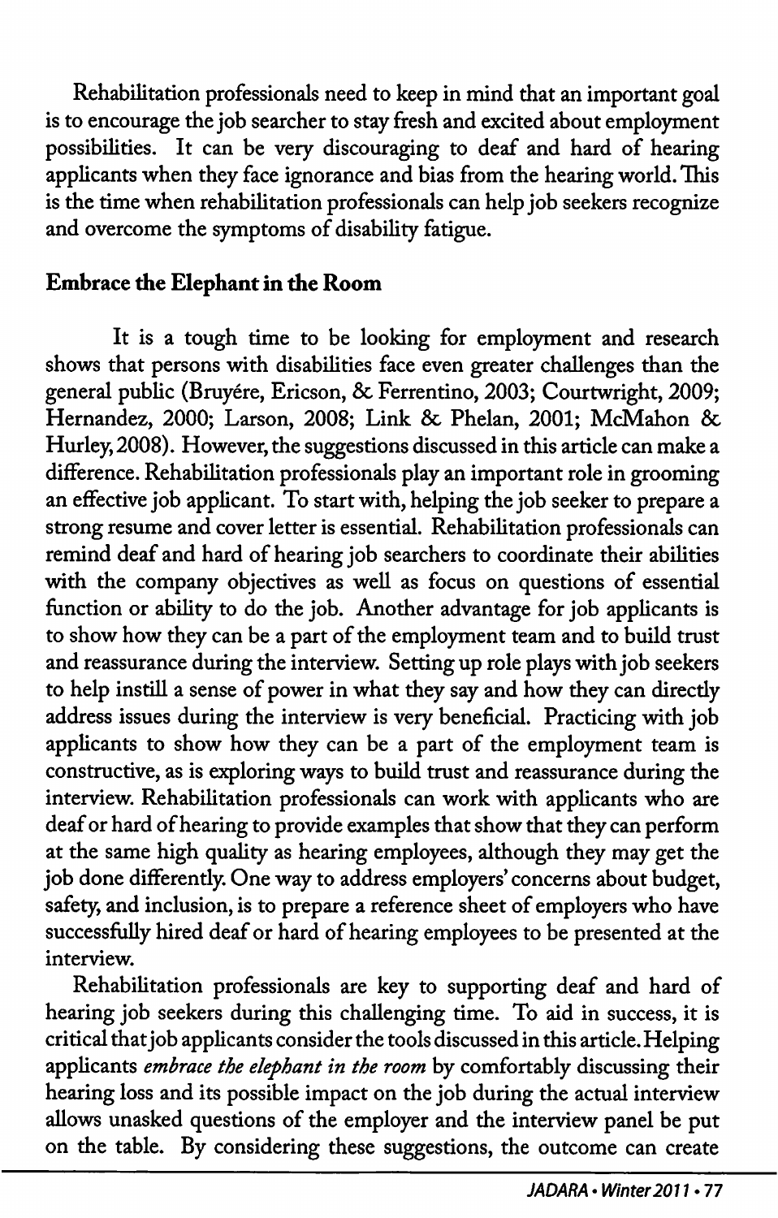Rehabilitation professionals need to keep in mind that an important goal is to encourage the job searcher to stay fresh and excited about employment possibilities. It can be very discouraging to deaf and hard of hearing applicants when they face ignorance and bias from the hearing world. This is the time when rehabilitation professionals can help job seekers recognize and overcome the symptoms of disability fatigue.

## Embrace the Elephant in the Room

It is a tough time to be looking for employment and research shows that persons with disabilities face even greater challenges than the general public (Bruyére, Ericson, & Ferrentino, 2003; Courtwright, 2009; Hernandez, 2000; Larson, 2008; Link & Phelan, 2001; McMahon & Hurley, 2008). However, the suggestions discussed in this article can make a difference. Rehabilitation professionals play an important role in grooming an effective job applicant. To start with, helping the job seeker to prepare a strong resume and cover letter is essential. Rehabilitation professionals can remind deaf and hard of hearing job searchers to coordinate their abilities with the company objectives as well as focus on questions of essential function or ability to do the job. Another advantage for job applicants is to show how they can be a part of the employment team and to build trust and reassurance during the interview. Setting up role plays with job seekers to help instill a sense of power in what they say and how they can directly address issues during the interview is very beneficial. Practicing with job applicants to show how they can be a part of the employment team is constructive, as is exploring ways to build trust and reassurance during the interview. Rehabilitation professionals can work with applicants who are deaf or hard of hearing to provide examples that show that they can perform at the same high quality as hearing employees, although they may get the job done differently. One way to address employers' concerns about budget, safety, and inclusion, is to prepare a reference sheet of employers who have successfully hired deaf or hard of hearing employees to be presented at the interview.

Rehabilitation professionals are key to supporting deaf and hard of hearing job seekers during this challenging time. To aid in success, it is critical that job applicants consider the tools discussed in this article. Helping applicants *embrace the elephant in the room* by comfortably discussing their hearing loss and its possible impact on the job during the actual interview allows unasked questions of the employer and the interview panel be put on the table. By considering these suggestions, the outcome can create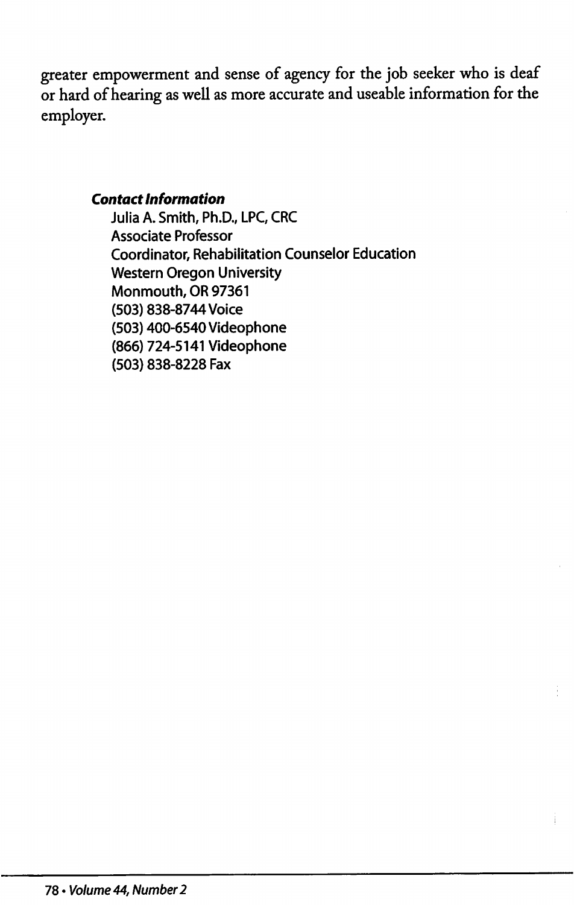greater empowerment and sense of agency for the job seeker who is deaf or hard of hearing as well as more accurate and useable information for the employer.

***Contact Information***

Julia A. Smith, Ph.D., LPC, CRC
Associate Professor
Coordinator, Rehabilitation Counselor Education
Western Oregon University
Monmouth, OR 97361
(503) 838-8744 Voice
(503) 400-6540 Videophone
(866) 724-5141 Videophone
(503) 838-8228 Fax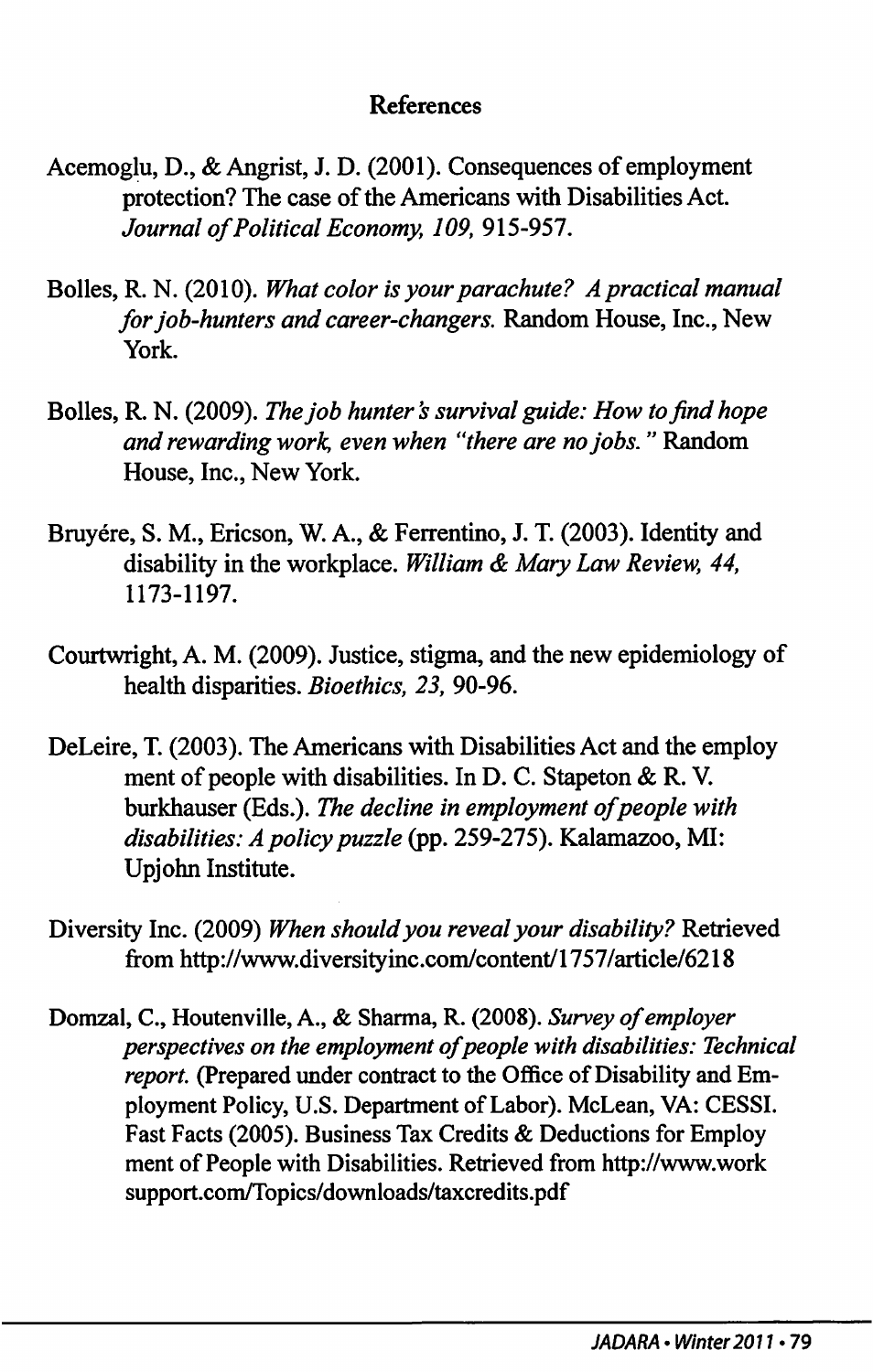## References

Acemoglu, D., & Angrist, J. D. (2001). Consequences of employment protection? The case of the Americans with Disabilities Act. *Journal of Political Economy, 109,* 915-957.

Bolles, R. N. (2010). *What color is your parachute? A practical manual for job-hunters and career-changers.* Random House, Inc., New York.

Bolles, R. N. (2009). *The job hunter's survival guide: How to find hope and rewarding work, even when "there are no jobs."* Random House, Inc., New York.

Bruyére, S. M., Ericson, W. A., & Ferrentino, J. T. (2003). Identity and disability in the workplace. *William & Mary Law Review, 44,* 1173-1197.

Courtwright, A. M. (2009). Justice, stigma, and the new epidemiology of health disparities. *Bioethics, 23,* 90-96.

DeLeire, T. (2003). The Americans with Disabilities Act and the employ ment of people with disabilities. In D. C. Stapeton & R. V. burkhauser (Eds.). *The decline in employment of people with disabilities: A policy puzzle* (pp. 259-275). Kalamazoo, MI: Upjohn Institute.

Diversity Inc. (2009) *When should you reveal your disability?* Retrieved from http://www.diversityinc.com/content/1757/article/6218

Domzal, C., Houtenville, A., & Sharma, R. (2008). *Survey of employer perspectives on the employment of people with disabilities: Technical report.* (Prepared under contract to the Office of Disability and Employment Policy, U.S. Department of Labor). McLean, VA: CESSI. Fast Facts (2005). Business Tax Credits & Deductions for Employ ment of People with Disabilities. Retrieved from http://www.work support.com/Topics/downloads/taxcredits.pdf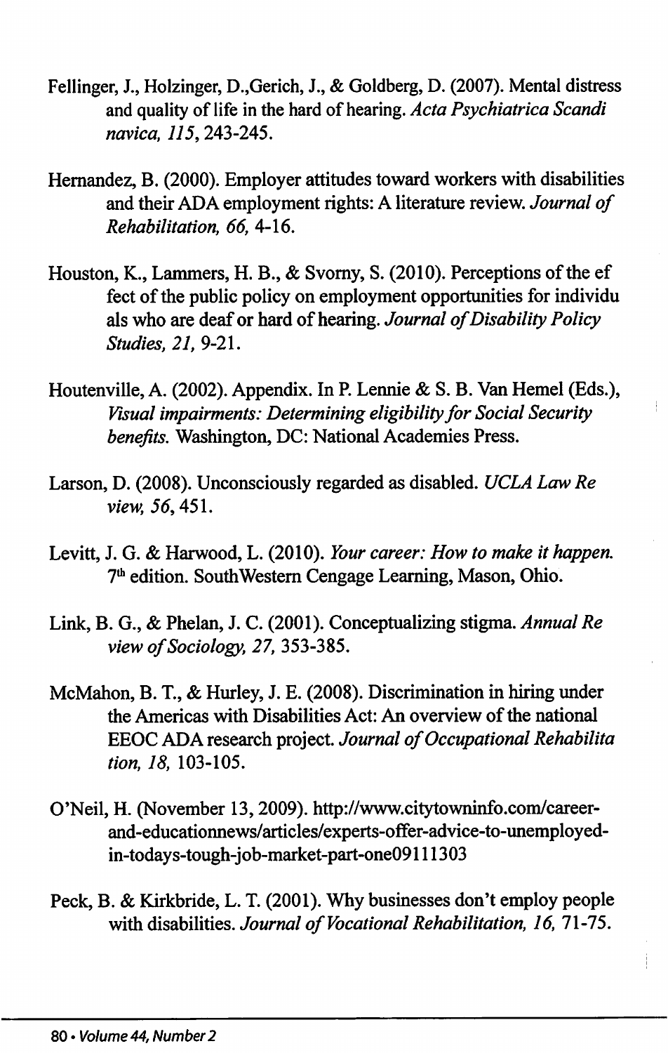Fellinger, J., Holzinger, D.,Gerich, J., & Goldberg, D. (2007). Mental distress and quality of life in the hard of hearing. *Acta Psychiatrica Scandi navica, 115*, 243-245.

Hernandez, B. (2000). Employer attitudes toward workers with disabilities and their ADA employment rights: A literature review. *Journal of Rehabilitation, 66*, 4-16.

Houston, K., Lammers, H. B., & Svorny, S. (2010). Perceptions of the ef fect of the public policy on employment opportunities for individu als who are deaf or hard of hearing. *Journal of Disability Policy Studies, 21*, 9-21.

Houtenville, A. (2002). Appendix. In P. Lennie & S. B. Van Hemel (Eds.), *Visual impairments: Determining eligibility for Social Security benefits.* Washington, DC: National Academies Press.

Larson, D. (2008). Unconsciously regarded as disabled. *UCLA Law Re view, 56*, 451.

Levitt, J. G. & Harwood, L. (2010). *Your career: How to make it happen.* 7th edition. SouthWestern Cengage Learning, Mason, Ohio.

Link, B. G., & Phelan, J. C. (2001). Conceptualizing stigma. *Annual Re view of Sociology, 27*, 353-385.

McMahon, B. T., & Hurley, J. E. (2008). Discrimination in hiring under the Americas with Disabilities Act: An overview of the national EEOC ADA research project. *Journal of Occupational Rehabilita tion, 18*, 103-105.

O'Neil, H. (November 13, 2009). http://www.citytowninfo.com/career-and-educationnews/articles/experts-offer-advice-to-unemployed-in-todays-tough-job-market-part-one09111303

Peck, B. & Kirkbride, L. T. (2001). Why businesses don't employ people with disabilities. *Journal of Vocational Rehabilitation, 16*, 71-75.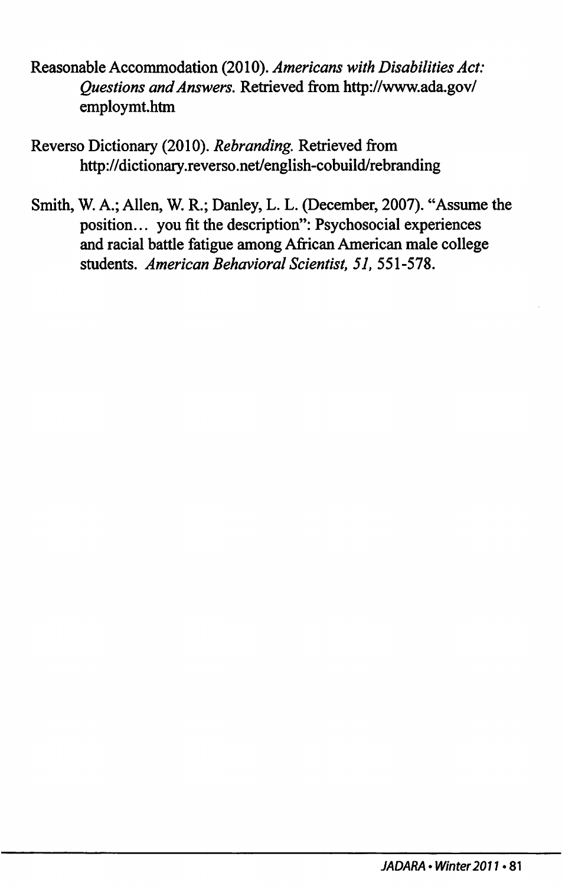Reasonable Accommodation (2010). *Americans with Disabilities Act: Questions and Answers.* Retrieved from http://www.ada.gov/employmt.htm

Reverso Dictionary (2010). *Rebranding.* Retrieved from http://dictionary.reverso.net/english-cobuild/rebranding

Smith, W. A.; Allen, W. R.; Danley, L. L. (December, 2007). "Assume the position... you fit the description": Psychosocial experiences and racial battle fatigue among African American male college students. *American Behavioral Scientist, 51,* 551-578.